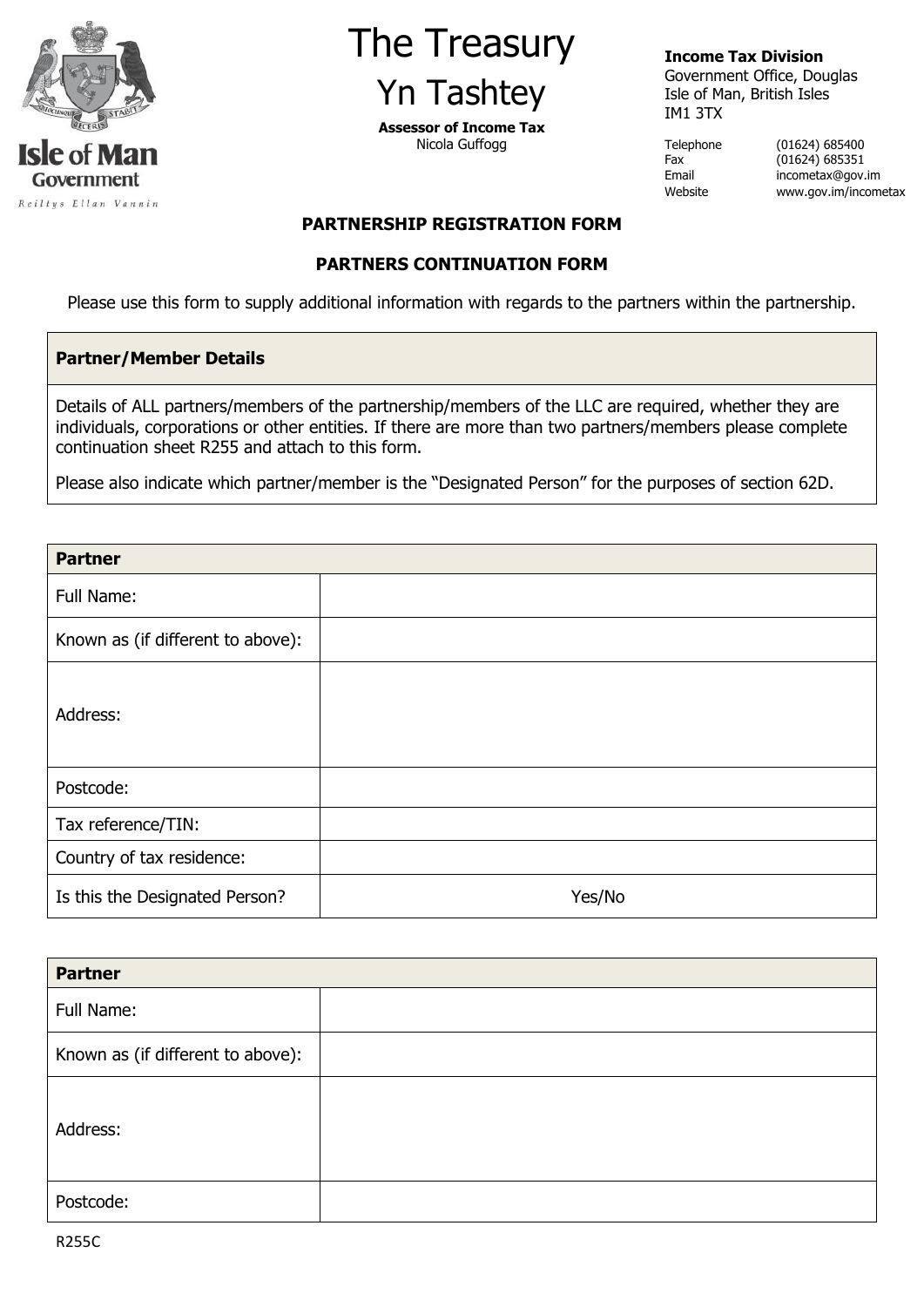Isle of Man Government

Reiltys Ellan Vannin

# The Treasury

# Yn Tashtey

**Assessor of Income Tax**
Nicola Guffogg

**Income Tax Division**
Government Office, Douglas
Isle of Man, British Isles
IM1 3TX

| | |
|---|---|
| Telephone | (01624) 685400 |
| Fax | (01624) 685351 |
| Email | incometax@gov.im |
| Website | www.gov.im/incometax |

## PARTNERSHIP REGISTRATION FORM

## PARTNERS CONTINUATION FORM

Please use this form to supply additional information with regards to the partners within the partnership.

### Partner/Member Details

Details of ALL partners/members of the partnership/members of the LLC are required, whether they are individuals, corporations or other entities. If there are more than two partners/members please complete continuation sheet R255 and attach to this form.

Please also indicate which partner/member is the "Designated Person" for the purposes of section 62D.

| Partner | |
|---|---|
| Full Name: | |
| Known as (if different to above): | |
| Address: | |
| Postcode: | |
| Tax reference/TIN: | |
| Country of tax residence: | |
| Is this the Designated Person? | Yes/No |

| Partner | |
|---|---|
| Full Name: | |
| Known as (if different to above): | |
| Address: | |
| Postcode: | |

R255C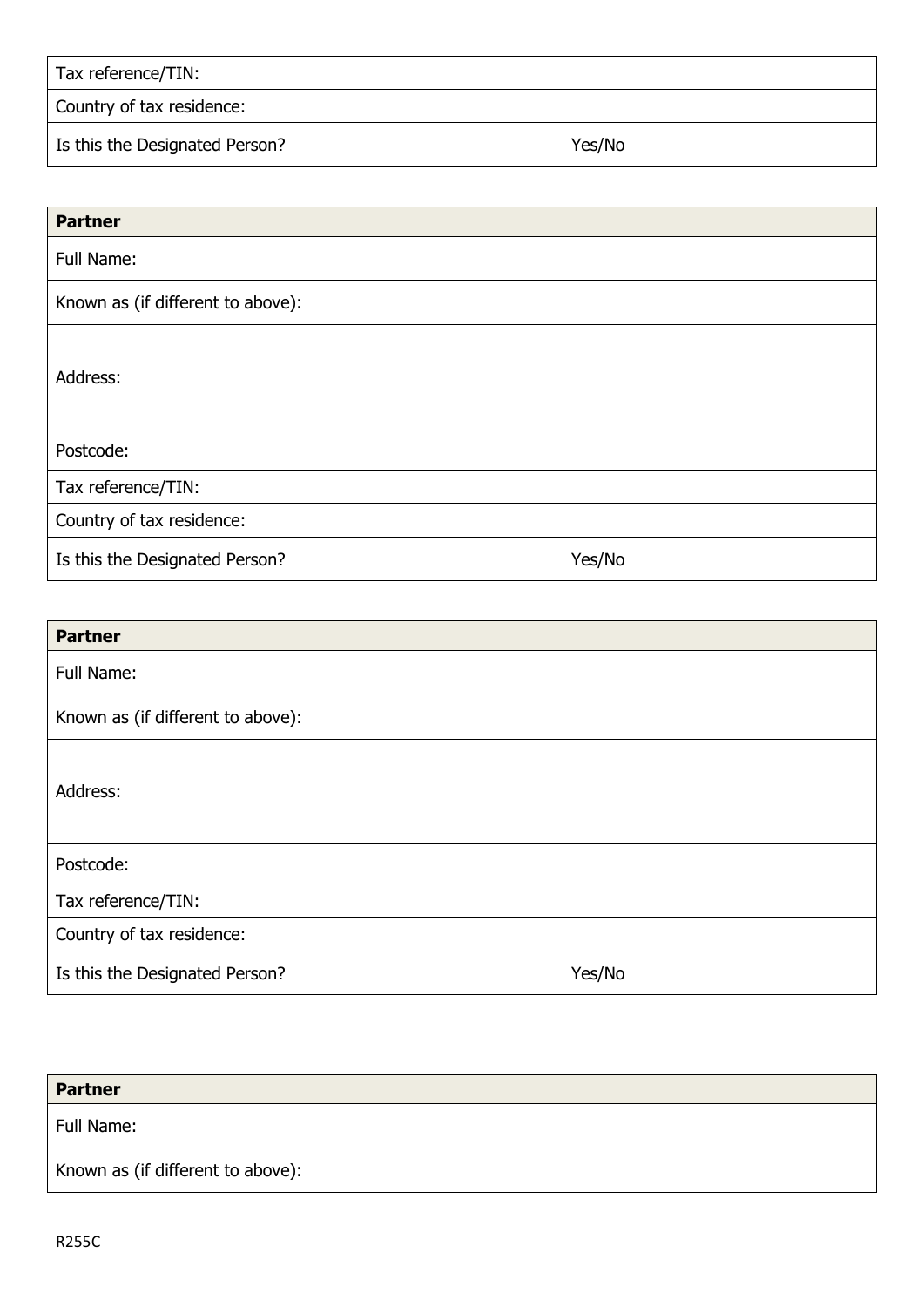| | |
|---|---|
| Tax reference/TIN: | |
| Country of tax residence: | |
| Is this the Designated Person? | Yes/No |

| **Partner** | |
|---|---|
| Full Name: | |
| Known as (if different to above): | |
| Address: | |
| Postcode: | |
| Tax reference/TIN: | |
| Country of tax residence: | |
| Is this the Designated Person? | Yes/No |

| **Partner** | |
|---|---|
| Full Name: | |
| Known as (if different to above): | |
| Address: | |
| Postcode: | |
| Tax reference/TIN: | |
| Country of tax residence: | |
| Is this the Designated Person? | Yes/No |

| **Partner** | |
|---|---|
| Full Name: | |
| Known as (if different to above): | |

R255C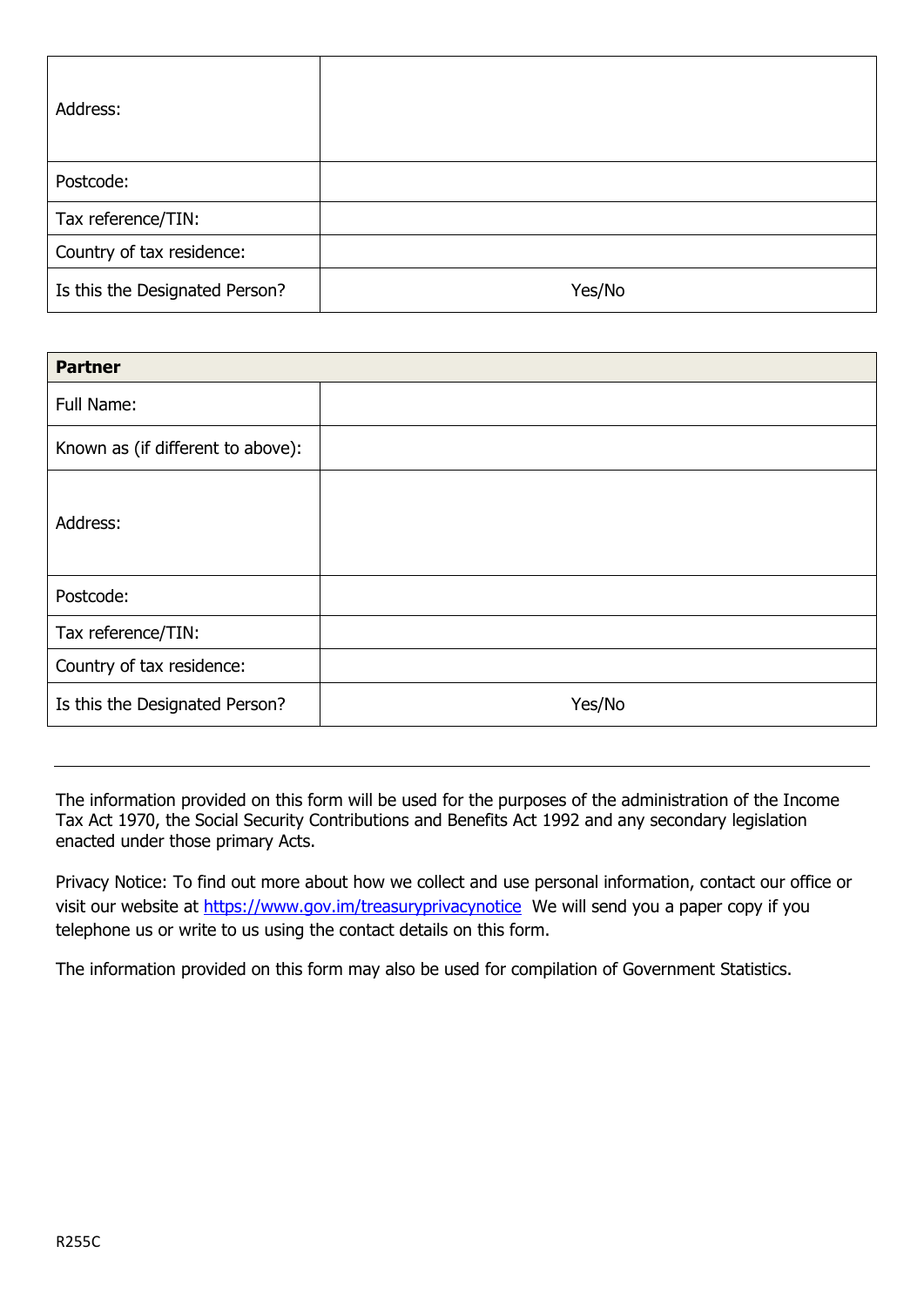| | |
|---|---|
| Address: | |
| Postcode: | |
| Tax reference/TIN: | |
| Country of tax residence: | |
| Is this the Designated Person? | Yes/No |

| **Partner** | |
|---|---|
| Full Name: | |
| Known as (if different to above): | |
| Address: | |
| Postcode: | |
| Tax reference/TIN: | |
| Country of tax residence: | |
| Is this the Designated Person? | Yes/No |

---

The information provided on this form will be used for the purposes of the administration of the Income Tax Act 1970, the Social Security Contributions and Benefits Act 1992 and any secondary legislation enacted under those primary Acts.

Privacy Notice: To find out more about how we collect and use personal information, contact our office or visit our website at https://www.gov.im/treasuryprivacynotice We will send you a paper copy if you telephone us or write to us using the contact details on this form.

The information provided on this form may also be used for compilation of Government Statistics.

R255C